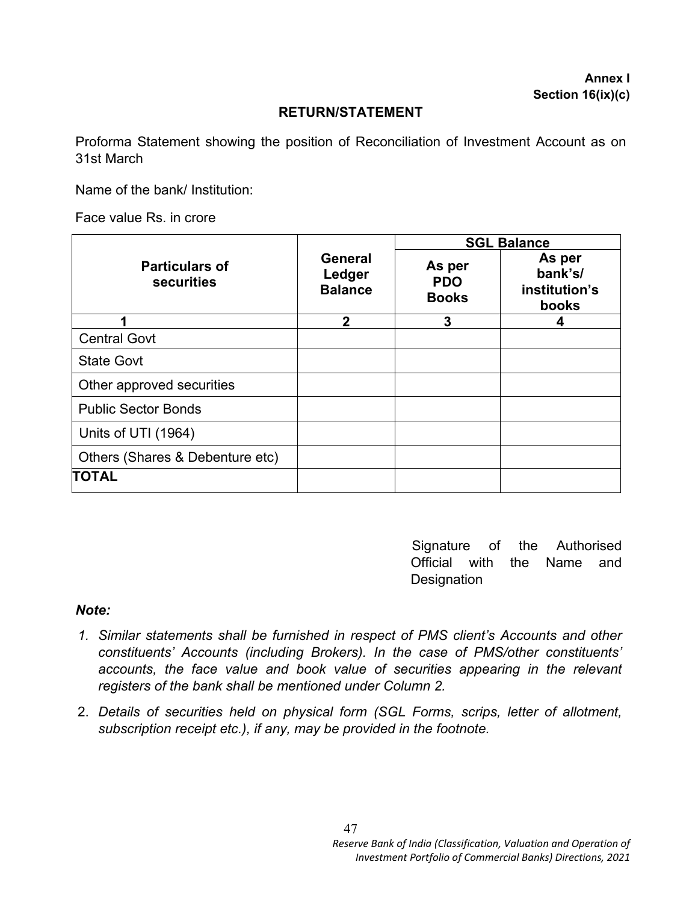**Annex I**
**Section 16(ix)(c)**

## RETURN/STATEMENT

Proforma Statement showing the position of Reconciliation of Investment Account as on 31st March

Name of the bank/ Institution:

Face value Rs. in crore

| Particulars of securities | General Ledger Balance | SGL Balance | |
|---|---|---|---|
| | | As per PDO Books | As per bank's/ institution's books |
| 1 | 2 | 3 | 4 |
| Central Govt | | | |
| State Govt | | | |
| Other approved securities | | | |
| Public Sector Bonds | | | |
| Units of UTI (1964) | | | |
| Others (Shares & Debenture etc) | | | |
| **TOTAL** | | | |

Signature of the Authorised Official with the Name and Designation

***Note:***

1. *Similar statements shall be furnished in respect of PMS client's Accounts and other constituents' Accounts (including Brokers). In the case of PMS/other constituents' accounts, the face value and book value of securities appearing in the relevant registers of the bank shall be mentioned under Column 2.*
2. *Details of securities held on physical form (SGL Forms, scrips, letter of allotment, subscription receipt etc.), if any, may be provided in the footnote.*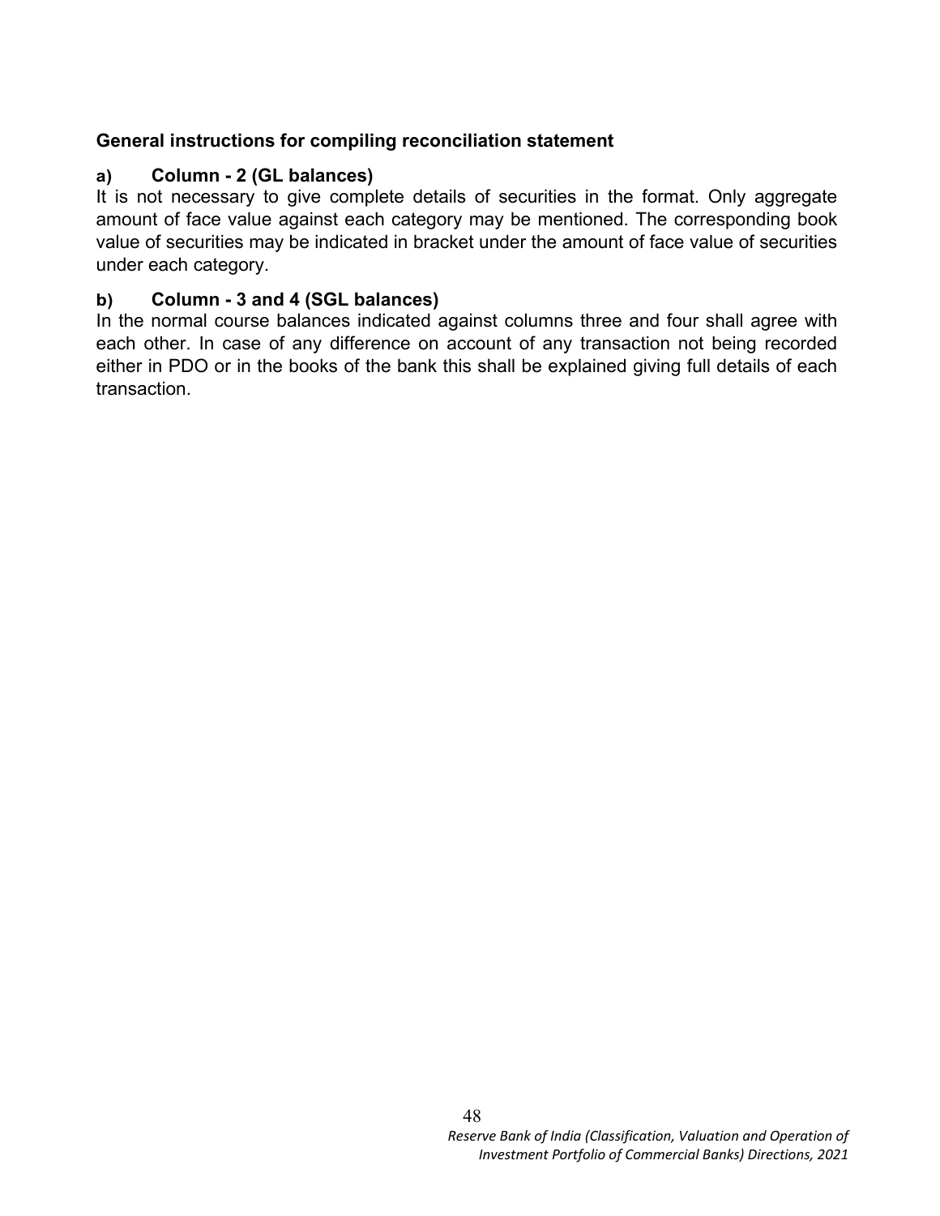**General instructions for compiling reconciliation statement**

**a) Column - 2 (GL balances)**

It is not necessary to give complete details of securities in the format. Only aggregate amount of face value against each category may be mentioned. The corresponding book value of securities may be indicated in bracket under the amount of face value of securities under each category.

**b) Column - 3 and 4 (SGL balances)**

In the normal course balances indicated against columns three and four shall agree with each other. In case of any difference on account of any transaction not being recorded either in PDO or in the books of the bank this shall be explained giving full details of each transaction.